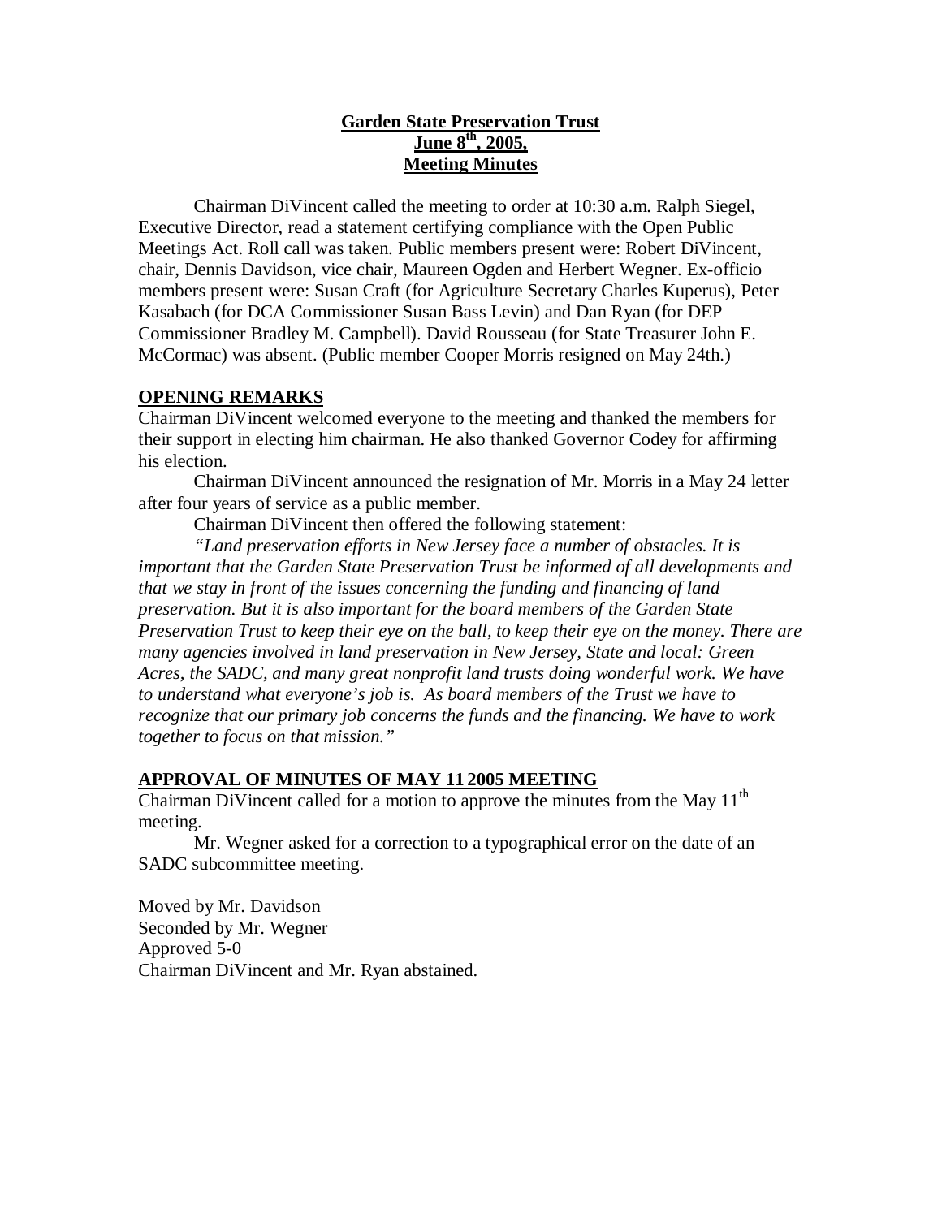# Garden State Preservation Trust
# June 8th, 2005,
# Meeting Minutes

Chairman DiVincent called the meeting to order at 10:30 a.m. Ralph Siegel, Executive Director, read a statement certifying compliance with the Open Public Meetings Act. Roll call was taken. Public members present were: Robert DiVincent, chair, Dennis Davidson, vice chair, Maureen Ogden and Herbert Wegner. Ex-officio members present were: Susan Craft (for Agriculture Secretary Charles Kuperus), Peter Kasabach (for DCA Commissioner Susan Bass Levin) and Dan Ryan (for DEP Commissioner Bradley M. Campbell). David Rousseau (for State Treasurer John E. McCormac) was absent. (Public member Cooper Morris resigned on May 24th.)

## OPENING REMARKS

Chairman DiVincent welcomed everyone to the meeting and thanked the members for their support in electing him chairman. He also thanked Governor Codey for affirming his election.

Chairman DiVincent announced the resignation of Mr. Morris in a May 24 letter after four years of service as a public member.

Chairman DiVincent then offered the following statement:

*"Land preservation efforts in New Jersey face a number of obstacles. It is important that the Garden State Preservation Trust be informed of all developments and that we stay in front of the issues concerning the funding and financing of land preservation. But it is also important for the board members of the Garden State Preservation Trust to keep their eye on the ball, to keep their eye on the money. There are many agencies involved in land preservation in New Jersey, State and local: Green Acres, the SADC, and many great nonprofit land trusts doing wonderful work. We have to understand what everyone's job is. As board members of the Trust we have to recognize that our primary job concerns the funds and the financing. We have to work together to focus on that mission."*

## APPROVAL OF MINUTES OF MAY 11 2005 MEETING

Chairman DiVincent called for a motion to approve the minutes from the May 11th meeting.

Mr. Wegner asked for a correction to a typographical error on the date of an SADC subcommittee meeting.

Moved by Mr. Davidson
Seconded by Mr. Wegner
Approved 5-0
Chairman DiVincent and Mr. Ryan abstained.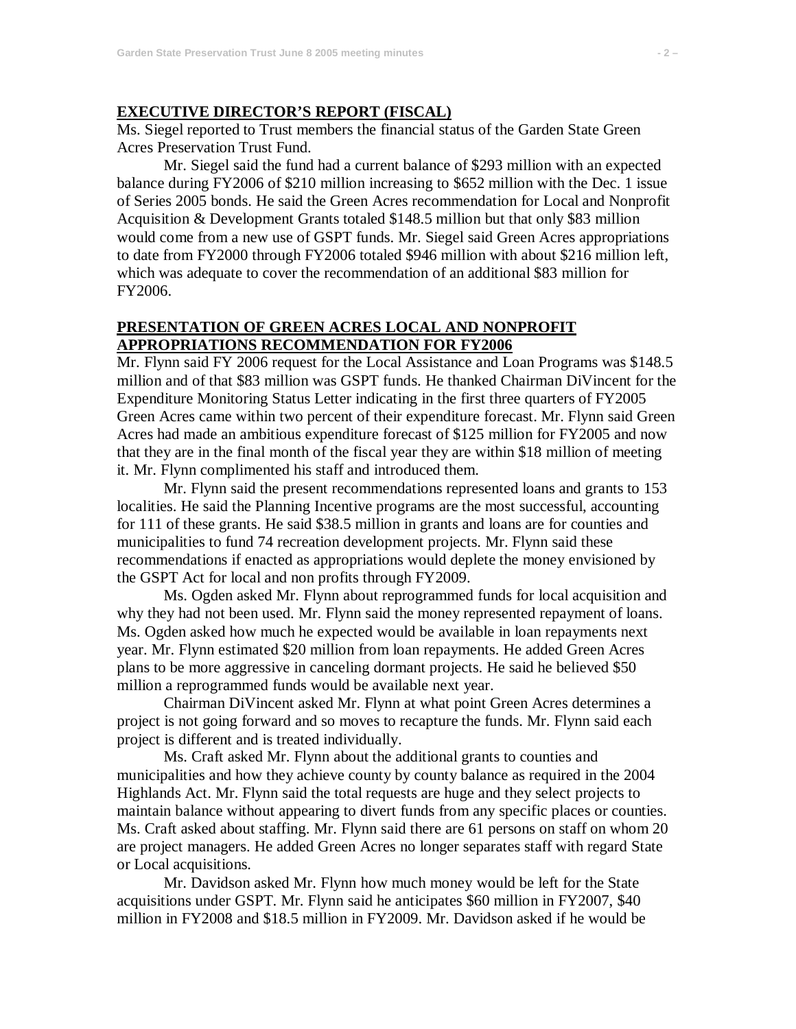## EXECUTIVE DIRECTOR'S REPORT (FISCAL)

Ms. Siegel reported to Trust members the financial status of the Garden State Green Acres Preservation Trust Fund.

Mr. Siegel said the fund had a current balance of $293 million with an expected balance during FY2006 of $210 million increasing to $652 million with the Dec. 1 issue of Series 2005 bonds. He said the Green Acres recommendation for Local and Nonprofit Acquisition & Development Grants totaled $148.5 million but that only $83 million would come from a new use of GSPT funds. Mr. Siegel said Green Acres appropriations to date from FY2000 through FY2006 totaled $946 million with about $216 million left, which was adequate to cover the recommendation of an additional $83 million for FY2006.

## PRESENTATION OF GREEN ACRES LOCAL AND NONPROFIT APPROPRIATIONS RECOMMENDATION FOR FY2006

Mr. Flynn said FY 2006 request for the Local Assistance and Loan Programs was $148.5 million and of that $83 million was GSPT funds. He thanked Chairman DiVincent for the Expenditure Monitoring Status Letter indicating in the first three quarters of FY2005 Green Acres came within two percent of their expenditure forecast. Mr. Flynn said Green Acres had made an ambitious expenditure forecast of $125 million for FY2005 and now that they are in the final month of the fiscal year they are within $18 million of meeting it. Mr. Flynn complimented his staff and introduced them.

Mr. Flynn said the present recommendations represented loans and grants to 153 localities. He said the Planning Incentive programs are the most successful, accounting for 111 of these grants. He said $38.5 million in grants and loans are for counties and municipalities to fund 74 recreation development projects. Mr. Flynn said these recommendations if enacted as appropriations would deplete the money envisioned by the GSPT Act for local and non profits through FY2009.

Ms. Ogden asked Mr. Flynn about reprogrammed funds for local acquisition and why they had not been used. Mr. Flynn said the money represented repayment of loans. Ms. Ogden asked how much he expected would be available in loan repayments next year. Mr. Flynn estimated $20 million from loan repayments. He added Green Acres plans to be more aggressive in canceling dormant projects. He said he believed $50 million a reprogrammed funds would be available next year.

Chairman DiVincent asked Mr. Flynn at what point Green Acres determines a project is not going forward and so moves to recapture the funds. Mr. Flynn said each project is different and is treated individually.

Ms. Craft asked Mr. Flynn about the additional grants to counties and municipalities and how they achieve county by county balance as required in the 2004 Highlands Act. Mr. Flynn said the total requests are huge and they select projects to maintain balance without appearing to divert funds from any specific places or counties. Ms. Craft asked about staffing. Mr. Flynn said there are 61 persons on staff on whom 20 are project managers. He added Green Acres no longer separates staff with regard State or Local acquisitions.

Mr. Davidson asked Mr. Flynn how much money would be left for the State acquisitions under GSPT. Mr. Flynn said he anticipates $60 million in FY2007, $40 million in FY2008 and $18.5 million in FY2009. Mr. Davidson asked if he would be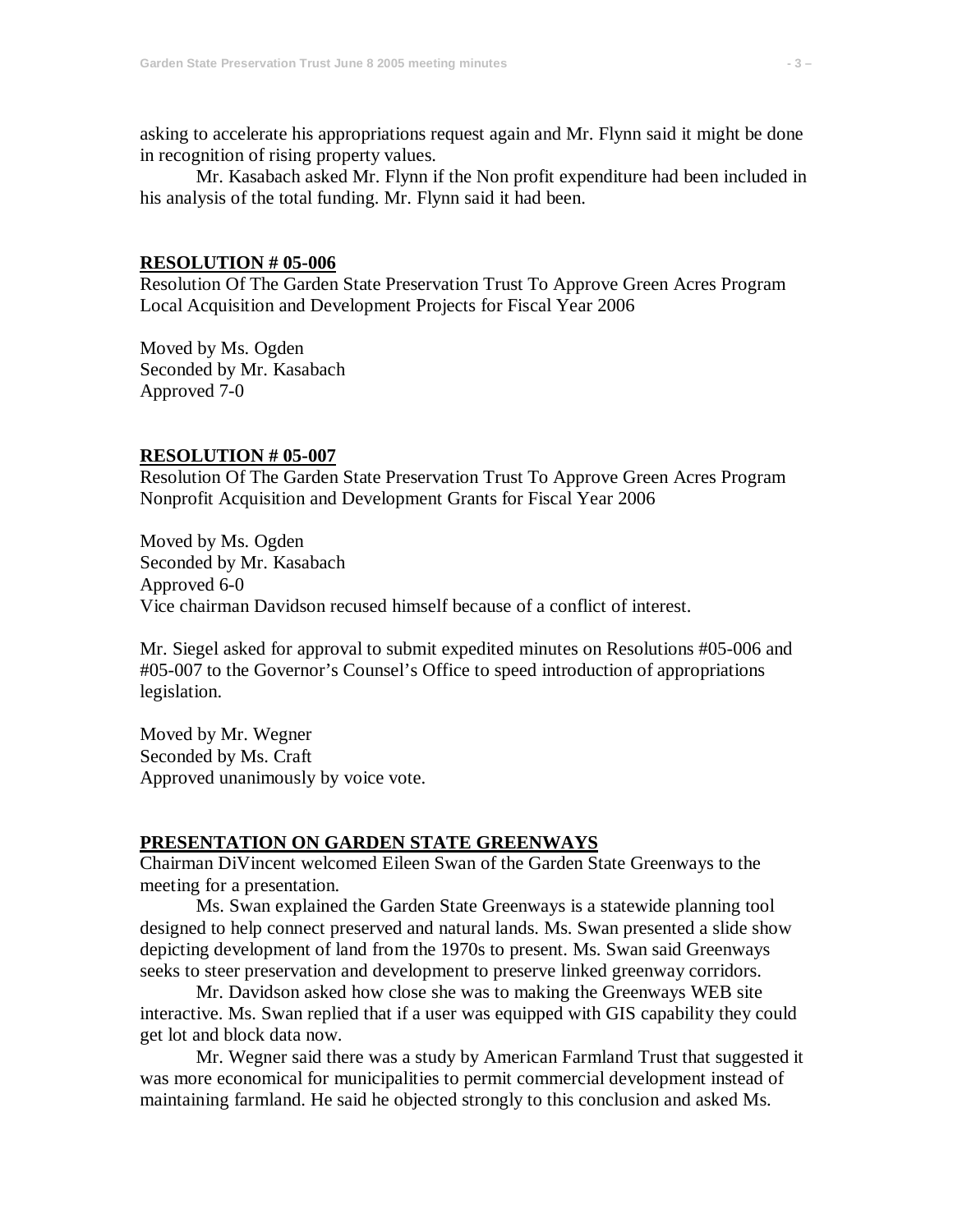asking to accelerate his appropriations request again and Mr. Flynn said it might be done in recognition of rising property values.

Mr. Kasabach asked Mr. Flynn if the Non profit expenditure had been included in his analysis of the total funding. Mr. Flynn said it had been.

## RESOLUTION # 05-006

Resolution Of The Garden State Preservation Trust To Approve Green Acres Program Local Acquisition and Development Projects for Fiscal Year 2006

Moved by Ms. Ogden
Seconded by Mr. Kasabach
Approved 7-0

## RESOLUTION # 05-007

Resolution Of The Garden State Preservation Trust To Approve Green Acres Program Nonprofit Acquisition and Development Grants for Fiscal Year 2006

Moved by Ms. Ogden
Seconded by Mr. Kasabach
Approved 6-0
Vice chairman Davidson recused himself because of a conflict of interest.

Mr. Siegel asked for approval to submit expedited minutes on Resolutions #05-006 and #05-007 to the Governor's Counsel's Office to speed introduction of appropriations legislation.

Moved by Mr. Wegner
Seconded by Ms. Craft
Approved unanimously by voice vote.

## PRESENTATION ON GARDEN STATE GREENWAYS

Chairman DiVincent welcomed Eileen Swan of the Garden State Greenways to the meeting for a presentation.

Ms. Swan explained the Garden State Greenways is a statewide planning tool designed to help connect preserved and natural lands. Ms. Swan presented a slide show depicting development of land from the 1970s to present. Ms. Swan said Greenways seeks to steer preservation and development to preserve linked greenway corridors.

Mr. Davidson asked how close she was to making the Greenways WEB site interactive. Ms. Swan replied that if a user was equipped with GIS capability they could get lot and block data now.

Mr. Wegner said there was a study by American Farmland Trust that suggested it was more economical for municipalities to permit commercial development instead of maintaining farmland. He said he objected strongly to this conclusion and asked Ms.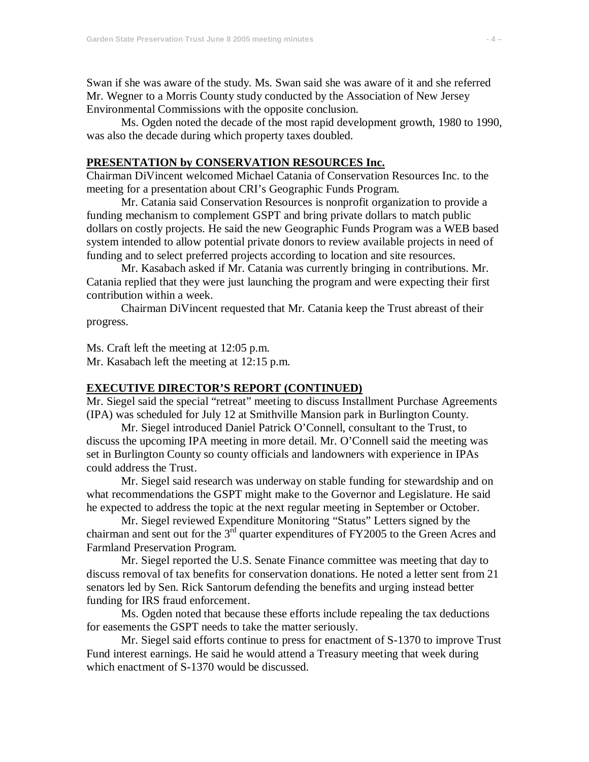Swan if she was aware of the study. Ms. Swan said she was aware of it and she referred Mr. Wegner to a Morris County study conducted by the Association of New Jersey Environmental Commissions with the opposite conclusion.

Ms. Ogden noted the decade of the most rapid development growth, 1980 to 1990, was also the decade during which property taxes doubled.

## PRESENTATION by CONSERVATION RESOURCES Inc.

Chairman DiVincent welcomed Michael Catania of Conservation Resources Inc. to the meeting for a presentation about CRI's Geographic Funds Program.

Mr. Catania said Conservation Resources is nonprofit organization to provide a funding mechanism to complement GSPT and bring private dollars to match public dollars on costly projects. He said the new Geographic Funds Program was a WEB based system intended to allow potential private donors to review available projects in need of funding and to select preferred projects according to location and site resources.

Mr. Kasabach asked if Mr. Catania was currently bringing in contributions. Mr. Catania replied that they were just launching the program and were expecting their first contribution within a week.

Chairman DiVincent requested that Mr. Catania keep the Trust abreast of their progress.

Ms. Craft left the meeting at 12:05 p.m.
Mr. Kasabach left the meeting at 12:15 p.m.

## EXECUTIVE DIRECTOR'S REPORT (CONTINUED)

Mr. Siegel said the special "retreat" meeting to discuss Installment Purchase Agreements (IPA) was scheduled for July 12 at Smithville Mansion park in Burlington County.

Mr. Siegel introduced Daniel Patrick O'Connell, consultant to the Trust, to discuss the upcoming IPA meeting in more detail. Mr. O'Connell said the meeting was set in Burlington County so county officials and landowners with experience in IPAs could address the Trust.

Mr. Siegel said research was underway on stable funding for stewardship and on what recommendations the GSPT might make to the Governor and Legislature. He said he expected to address the topic at the next regular meeting in September or October.

Mr. Siegel reviewed Expenditure Monitoring "Status" Letters signed by the chairman and sent out for the 3rd quarter expenditures of FY2005 to the Green Acres and Farmland Preservation Program.

Mr. Siegel reported the U.S. Senate Finance committee was meeting that day to discuss removal of tax benefits for conservation donations. He noted a letter sent from 21 senators led by Sen. Rick Santorum defending the benefits and urging instead better funding for IRS fraud enforcement.

Ms. Ogden noted that because these efforts include repealing the tax deductions for easements the GSPT needs to take the matter seriously.

Mr. Siegel said efforts continue to press for enactment of S-1370 to improve Trust Fund interest earnings. He said he would attend a Treasury meeting that week during which enactment of S-1370 would be discussed.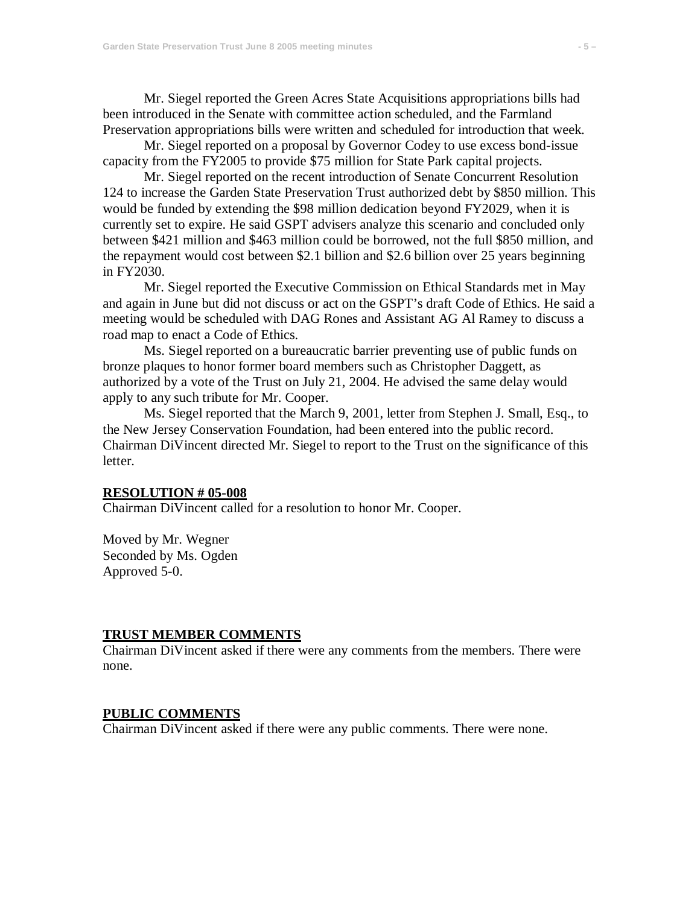Mr. Siegel reported the Green Acres State Acquisitions appropriations bills had been introduced in the Senate with committee action scheduled, and the Farmland Preservation appropriations bills were written and scheduled for introduction that week.

Mr. Siegel reported on a proposal by Governor Codey to use excess bond-issue capacity from the FY2005 to provide $75 million for State Park capital projects.

Mr. Siegel reported on the recent introduction of Senate Concurrent Resolution 124 to increase the Garden State Preservation Trust authorized debt by $850 million. This would be funded by extending the $98 million dedication beyond FY2029, when it is currently set to expire. He said GSPT advisers analyze this scenario and concluded only between $421 million and $463 million could be borrowed, not the full $850 million, and the repayment would cost between $2.1 billion and $2.6 billion over 25 years beginning in FY2030.

Mr. Siegel reported the Executive Commission on Ethical Standards met in May and again in June but did not discuss or act on the GSPT's draft Code of Ethics. He said a meeting would be scheduled with DAG Rones and Assistant AG Al Ramey to discuss a road map to enact a Code of Ethics.

Ms. Siegel reported on a bureaucratic barrier preventing use of public funds on bronze plaques to honor former board members such as Christopher Daggett, as authorized by a vote of the Trust on July 21, 2004. He advised the same delay would apply to any such tribute for Mr. Cooper.

Ms. Siegel reported that the March 9, 2001, letter from Stephen J. Small, Esq., to the New Jersey Conservation Foundation, had been entered into the public record. Chairman DiVincent directed Mr. Siegel to report to the Trust on the significance of this letter.

**RESOLUTION # 05-008**

Chairman DiVincent called for a resolution to honor Mr. Cooper.

Moved by Mr. Wegner
Seconded by Ms. Ogden
Approved 5-0.

**TRUST MEMBER COMMENTS**

Chairman DiVincent asked if there were any comments from the members. There were none.

**PUBLIC COMMENTS**

Chairman DiVincent asked if there were any public comments. There were none.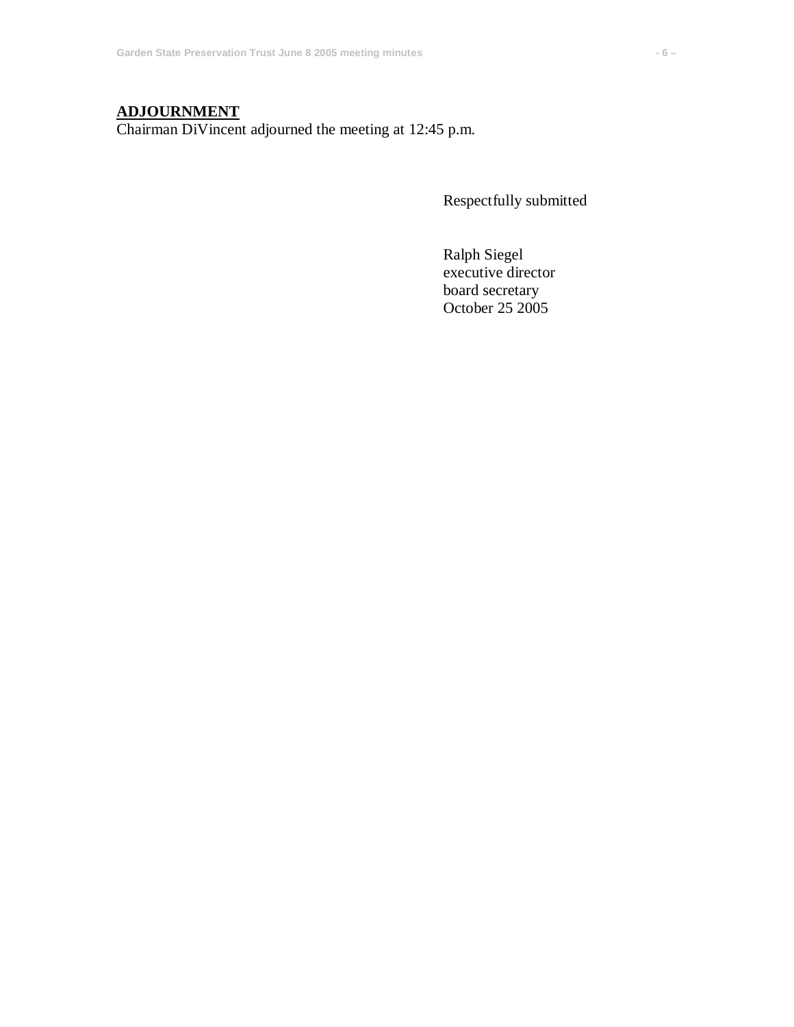**ADJOURNMENT**

Chairman DiVincent adjourned the meeting at 12:45 p.m.

Respectfully submitted

Ralph Siegel
executive director
board secretary
October 25 2005